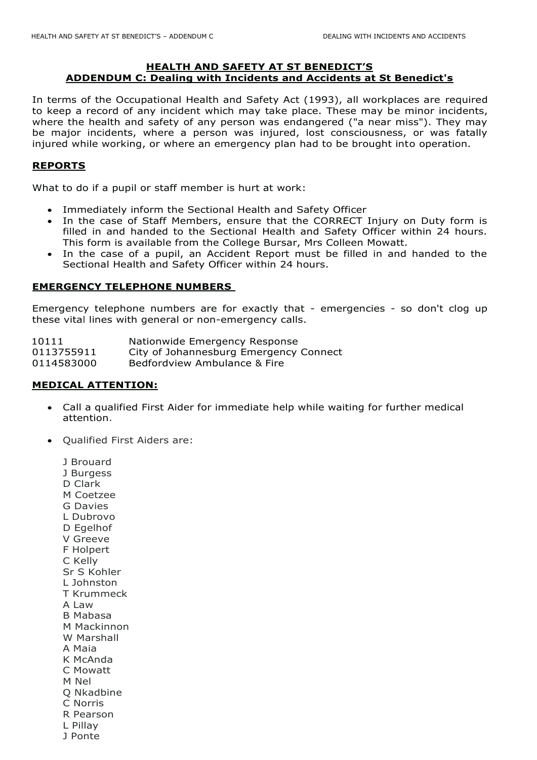# HEALTH AND SAFETY AT ST BENEDICT'S
## ADDENDUM C: Dealing with Incidents and Accidents at St Benedict's

In terms of the Occupational Health and Safety Act (1993), all workplaces are required to keep a record of any incident which may take place. These may be minor incidents, where the health and safety of any person was endangered ("a near miss"). They may be major incidents, where a person was injured, lost consciousness, or was fatally injured while working, or where an emergency plan had to be brought into operation.

### REPORTS

What to do if a pupil or staff member is hurt at work:

- Immediately inform the Sectional Health and Safety Officer
- In the case of Staff Members, ensure that the CORRECT Injury on Duty form is filled in and handed to the Sectional Health and Safety Officer within 24 hours. This form is available from the College Bursar, Mrs Colleen Mowatt.
- In the case of a pupil, an Accident Report must be filled in and handed to the Sectional Health and Safety Officer within 24 hours.

### EMERGENCY TELEPHONE NUMBERS

Emergency telephone numbers are for exactly that - emergencies - so don't clog up these vital lines with general or non-emergency calls.

| | |
|---|---|
| 10111 | Nationwide Emergency Response |
| 0113755911 | City of Johannesburg Emergency Connect |
| 0114583000 | Bedfordview Ambulance & Fire |

### MEDICAL ATTENTION:

- Call a qualified First Aider for immediate help while waiting for further medical attention.
- Qualified First Aiders are:

  J Brouard
  J Burgess
  D Clark
  M Coetzee
  G Davies
  L Dubrovo
  D Egelhof
  V Greeve
  F Holpert
  C Kelly
  Sr S Kohler
  L Johnston
  T Krummeck
  A Law
  B Mabasa
  M Mackinnon
  W Marshall
  A Maia
  K McAnda
  C Mowatt
  M Nel
  Q Nkadbine
  C Norris
  R Pearson
  L Pillay
  J Ponte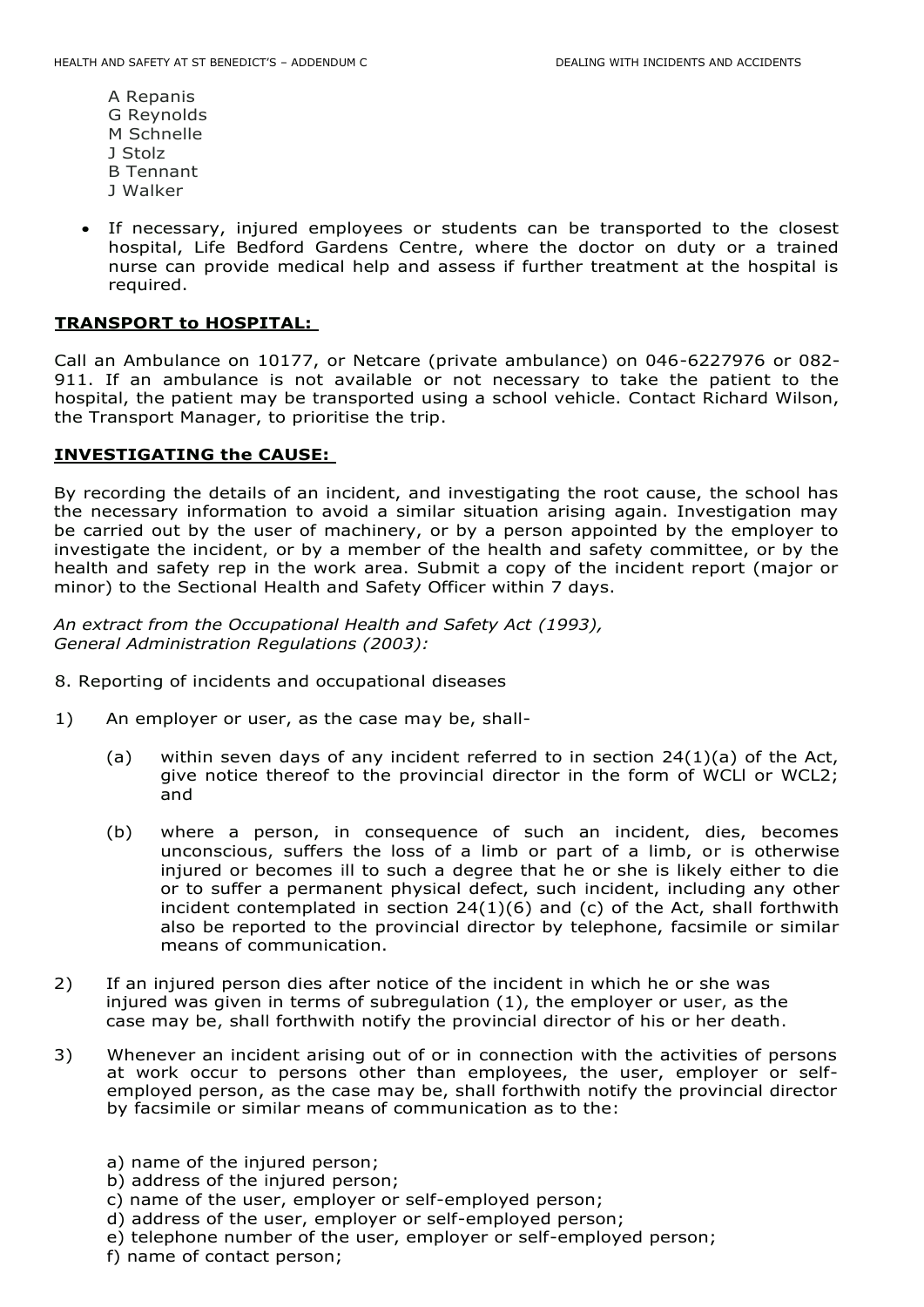A Repanis
G Reynolds
M Schnelle
J Stolz
B Tennant
J Walker

- If necessary, injured employees or students can be transported to the closest hospital, Life Bedford Gardens Centre, where the doctor on duty or a trained nurse can provide medical help and assess if further treatment at the hospital is required.

**TRANSPORT to HOSPITAL:**

Call an Ambulance on 10177, or Netcare (private ambulance) on 046-6227976 or 082-911. If an ambulance is not available or not necessary to take the patient to the hospital, the patient may be transported using a school vehicle. Contact Richard Wilson, the Transport Manager, to prioritise the trip.

**INVESTIGATING the CAUSE:**

By recording the details of an incident, and investigating the root cause, the school has the necessary information to avoid a similar situation arising again. Investigation may be carried out by the user of machinery, or by a person appointed by the employer to investigate the incident, or by a member of the health and safety committee, or by the health and safety rep in the work area. Submit a copy of the incident report (major or minor) to the Sectional Health and Safety Officer within 7 days.

*An extract from the Occupational Health and Safety Act (1993), General Administration Regulations (2003):*

8. Reporting of incidents and occupational diseases

1) An employer or user, as the case may be, shall-

   (a) within seven days of any incident referred to in section 24(1)(a) of the Act, give notice thereof to the provincial director in the form of WCLl or WCL2; and

   (b) where a person, in consequence of such an incident, dies, becomes unconscious, suffers the loss of a limb or part of a limb, or is otherwise injured or becomes ill to such a degree that he or she is likely either to die or to suffer a permanent physical defect, such incident, including any other incident contemplated in section 24(1)(6) and (c) of the Act, shall forthwith also be reported to the provincial director by telephone, facsimile or similar means of communication.

2) If an injured person dies after notice of the incident in which he or she was injured was given in terms of subregulation (1), the employer or user, as the case may be, shall forthwith notify the provincial director of his or her death.

3) Whenever an incident arising out of or in connection with the activities of persons at work occur to persons other than employees, the user, employer or self-employed person, as the case may be, shall forthwith notify the provincial director by facsimile or similar means of communication as to the:

   a) name of the injured person;
   b) address of the injured person;
   c) name of the user, employer or self-employed person;
   d) address of the user, employer or self-employed person;
   e) telephone number of the user, employer or self-employed person;
   f) name of contact person;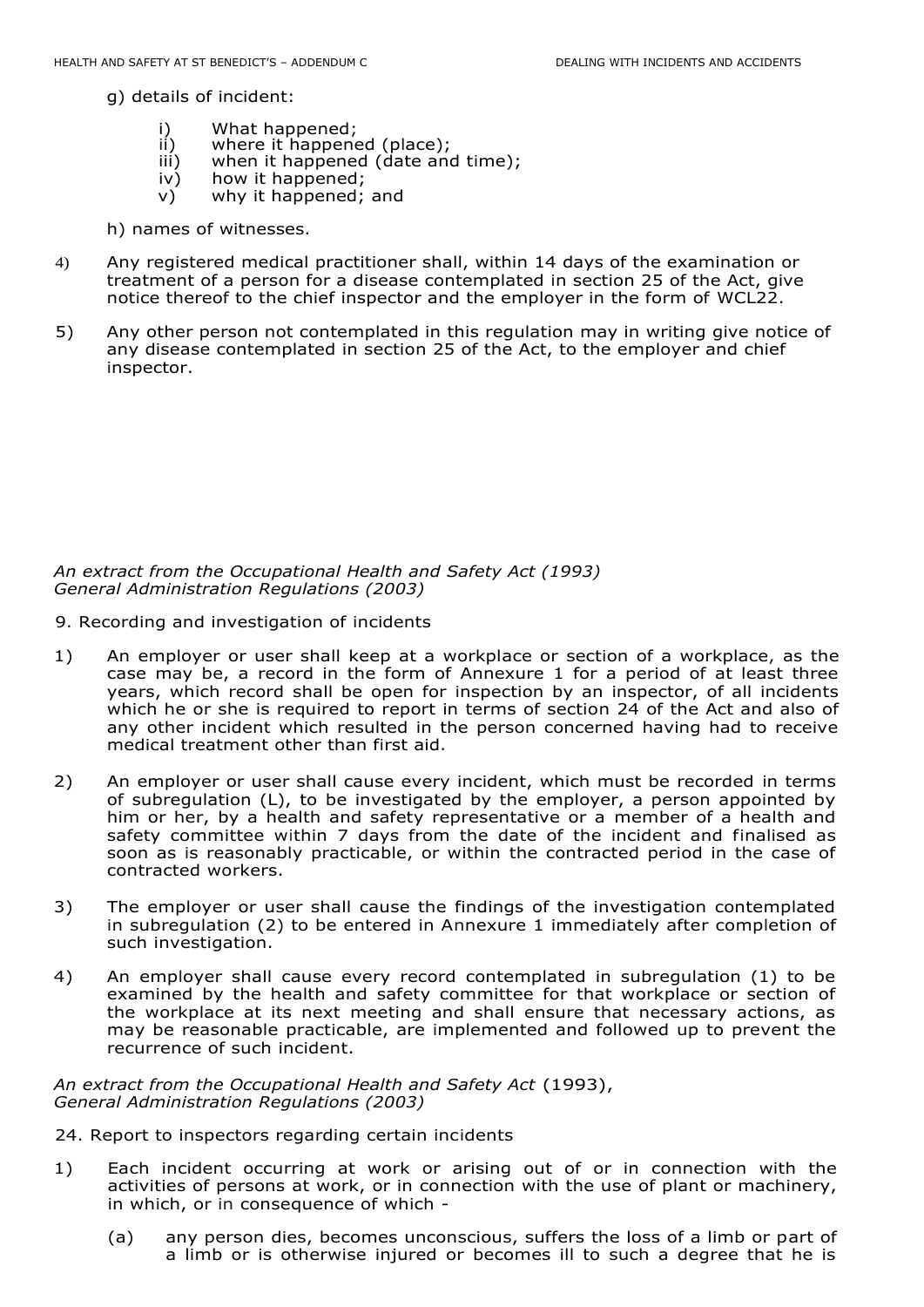g) details of incident:

   i) What happened;
   ii) where it happened (place);
   iii) when it happened (date and time);
   iv) how it happened;
   v) why it happened; and

h) names of witnesses.

4) Any registered medical practitioner shall, within 14 days of the examination or treatment of a person for a disease contemplated in section 25 of the Act, give notice thereof to the chief inspector and the employer in the form of WCL22.

5) Any other person not contemplated in this regulation may in writing give notice of any disease contemplated in section 25 of the Act, to the employer and chief inspector.

*An extract from the Occupational Health and Safety Act (1993)*
*General Administration Regulations (2003)*

9. Recording and investigation of incidents

1) An employer or user shall keep at a workplace or section of a workplace, as the case may be, a record in the form of Annexure 1 for a period of at least three years, which record shall be open for inspection by an inspector, of all incidents which he or she is required to report in terms of section 24 of the Act and also of any other incident which resulted in the person concerned having had to receive medical treatment other than first aid.

2) An employer or user shall cause every incident, which must be recorded in terms of subregulation (L), to be investigated by the employer, a person appointed by him or her, by a health and safety representative or a member of a health and safety committee within 7 days from the date of the incident and finalised as soon as is reasonably practicable, or within the contracted period in the case of contracted workers.

3) The employer or user shall cause the findings of the investigation contemplated in subregulation (2) to be entered in Annexure 1 immediately after completion of such investigation.

4) An employer shall cause every record contemplated in subregulation (1) to be examined by the health and safety committee for that workplace or section of the workplace at its next meeting and shall ensure that necessary actions, as may be reasonable practicable, are implemented and followed up to prevent the recurrence of such incident.

*An extract from the Occupational Health and Safety Act* (1993),
*General Administration Regulations (2003)*

24. Report to inspectors regarding certain incidents

1) Each incident occurring at work or arising out of or in connection with the activities of persons at work, or in connection with the use of plant or machinery, in which, or in consequence of which -

   (a) any person dies, becomes unconscious, suffers the loss of a limb or part of a limb or is otherwise injured or becomes ill to such a degree that he is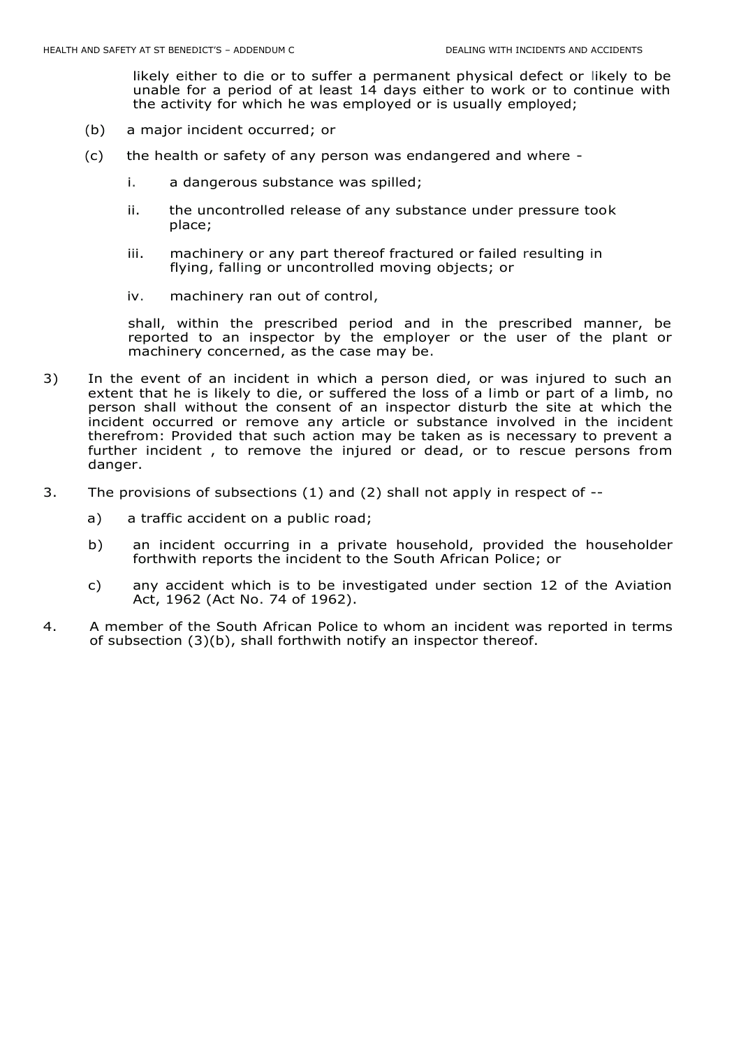likely either to die or to suffer a permanent physical defect or likely to be unable for a period of at least 14 days either to work or to continue with the activity for which he was employed or is usually employed;

(b) a major incident occurred; or

(c) the health or safety of any person was endangered and where -

i. a dangerous substance was spilled;

ii. the uncontrolled release of any substance under pressure took place;

iii. machinery or any part thereof fractured or failed resulting in flying, falling or uncontrolled moving objects; or

iv. machinery ran out of control,

shall, within the prescribed period and in the prescribed manner, be reported to an inspector by the employer or the user of the plant or machinery concerned, as the case may be.

3) In the event of an incident in which a person died, or was injured to such an extent that he is likely to die, or suffered the loss of a limb or part of a limb, no person shall without the consent of an inspector disturb the site at which the incident occurred or remove any article or substance involved in the incident therefrom: Provided that such action may be taken as is necessary to prevent a further incident , to remove the injured or dead, or to rescue persons from danger.

3. The provisions of subsections (1) and (2) shall not apply in respect of --

a) a traffic accident on a public road;

b) an incident occurring in a private household, provided the householder forthwith reports the incident to the South African Police; or

c) any accident which is to be investigated under section 12 of the Aviation Act, 1962 (Act No. 74 of 1962).

4. A member of the South African Police to whom an incident was reported in terms of subsection (3)(b), shall forthwith notify an inspector thereof.